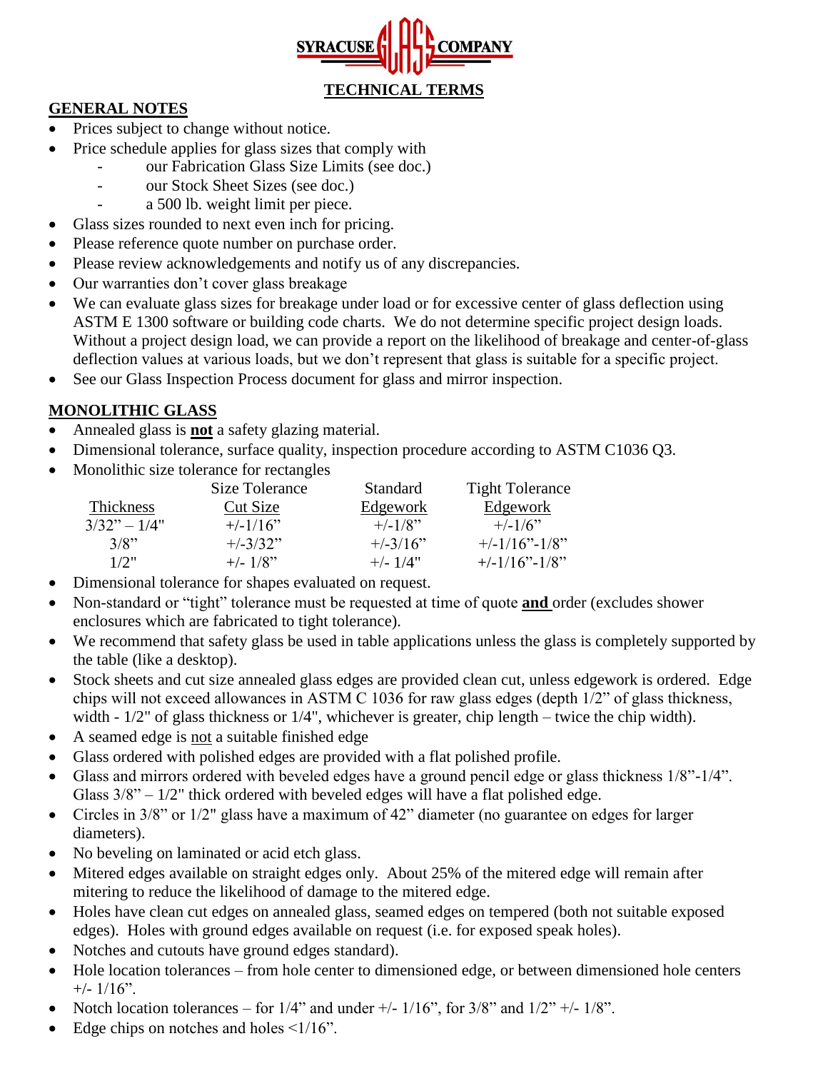SYRACUSE GLASS COMPANY

# TECHNICAL TERMS

## GENERAL NOTES

- Prices subject to change without notice.
- Price schedule applies for glass sizes that comply with
  - our Fabrication Glass Size Limits (see doc.)
  - our Stock Sheet Sizes (see doc.)
  - a 500 lb. weight limit per piece.
- Glass sizes rounded to next even inch for pricing.
- Please reference quote number on purchase order.
- Please review acknowledgements and notify us of any discrepancies.
- Our warranties don't cover glass breakage
- We can evaluate glass sizes for breakage under load or for excessive center of glass deflection using ASTM E 1300 software or building code charts. We do not determine specific project design loads. Without a project design load, we can provide a report on the likelihood of breakage and center-of-glass deflection values at various loads, but we don't represent that glass is suitable for a specific project.
- See our Glass Inspection Process document for glass and mirror inspection.

## MONOLITHIC GLASS

- Annealed glass is **not** a safety glazing material.
- Dimensional tolerance, surface quality, inspection procedure according to ASTM C1036 Q3.
- Monolithic size tolerance for rectangles

| Thickness | Size Tolerance Cut Size | Standard Edgework | Tight Tolerance Edgework |
|---|---|---|---|
| 3/32" – 1/4" | +/-1/16" | +/-1/8" | +/-1/6" |
| 3/8" | +/-3/32" | +/-3/16" | +/-1/16"-1/8" |
| 1/2" | +/- 1/8" | +/- 1/4" | +/-1/16"-1/8" |

- Dimensional tolerance for shapes evaluated on request.
- Non-standard or "tight" tolerance must be requested at time of quote **and** order (excludes shower enclosures which are fabricated to tight tolerance).
- We recommend that safety glass be used in table applications unless the glass is completely supported by the table (like a desktop).
- Stock sheets and cut size annealed glass edges are provided clean cut, unless edgework is ordered. Edge chips will not exceed allowances in ASTM C 1036 for raw glass edges (depth 1/2" of glass thickness, width - 1/2" of glass thickness or 1/4", whichever is greater, chip length – twice the chip width).
- A seamed edge is not a suitable finished edge
- Glass ordered with polished edges are provided with a flat polished profile.
- Glass and mirrors ordered with beveled edges have a ground pencil edge or glass thickness 1/8"-1/4". Glass 3/8" – 1/2" thick ordered with beveled edges will have a flat polished edge.
- Circles in 3/8" or 1/2" glass have a maximum of 42" diameter (no guarantee on edges for larger diameters).
- No beveling on laminated or acid etch glass.
- Mitered edges available on straight edges only. About 25% of the mitered edge will remain after mitering to reduce the likelihood of damage to the mitered edge.
- Holes have clean cut edges on annealed glass, seamed edges on tempered (both not suitable exposed edges). Holes with ground edges available on request (i.e. for exposed speak holes).
- Notches and cutouts have ground edges standard).
- Hole location tolerances – from hole center to dimensioned edge, or between dimensioned hole centers +/- 1/16".
- Notch location tolerances – for 1/4" and under +/- 1/16", for 3/8" and 1/2" +/- 1/8".
- Edge chips on notches and holes <1/16".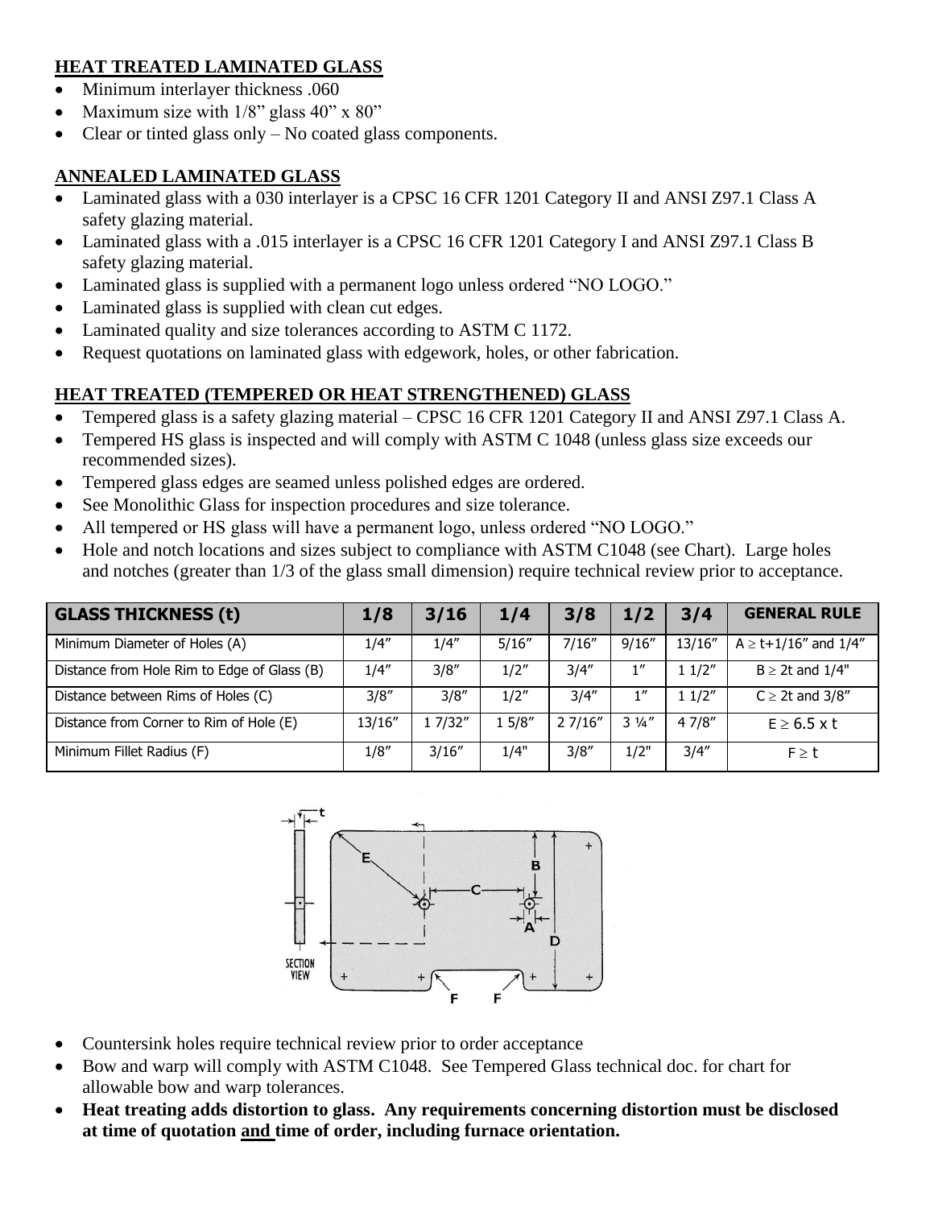## HEAT TREATED LAMINATED GLASS

- Minimum interlayer thickness .060
- Maximum size with 1/8" glass 40" x 80"
- Clear or tinted glass only – No coated glass components.

## ANNEALED LAMINATED GLASS

- Laminated glass with a 030 interlayer is a CPSC 16 CFR 1201 Category II and ANSI Z97.1 Class A safety glazing material.
- Laminated glass with a .015 interlayer is a CPSC 16 CFR 1201 Category I and ANSI Z97.1 Class B safety glazing material.
- Laminated glass is supplied with a permanent logo unless ordered "NO LOGO."
- Laminated glass is supplied with clean cut edges.
- Laminated quality and size tolerances according to ASTM C 1172.
- Request quotations on laminated glass with edgework, holes, or other fabrication.

## HEAT TREATED (TEMPERED OR HEAT STRENGTHENED) GLASS

- Tempered glass is a safety glazing material – CPSC 16 CFR 1201 Category II and ANSI Z97.1 Class A.
- Tempered HS glass is inspected and will comply with ASTM C 1048 (unless glass size exceeds our recommended sizes).
- Tempered glass edges are seamed unless polished edges are ordered.
- See Monolithic Glass for inspection procedures and size tolerance.
- All tempered or HS glass will have a permanent logo, unless ordered "NO LOGO."
- Hole and notch locations and sizes subject to compliance with ASTM C1048 (see Chart). Large holes and notches (greater than 1/3 of the glass small dimension) require technical review prior to acceptance.

| GLASS THICKNESS (t) | 1/8 | 3/16 | 1/4 | 3/8 | 1/2 | 3/4 | GENERAL RULE |
|---|---|---|---|---|---|---|---|
| Minimum Diameter of Holes (A) | 1/4″ | 1/4″ | 5/16″ | 7/16″ | 9/16″ | 13/16″ | A ≥ t+1/16″ and 1/4″ |
| Distance from Hole Rim to Edge of Glass (B) | 1/4″ | 3/8″ | 1/2″ | 3/4″ | 1″ | 1 1/2″ | B ≥ 2t and 1/4" |
| Distance between Rims of Holes (C) | 3/8″ | 3/8″ | 1/2″ | 3/4″ | 1″ | 1 1/2″ | C ≥ 2t and 3/8″ |
| Distance from Corner to Rim of Hole (E) | 13/16″ | 1 7/32″ | 1 5/8″ | 2 7/16″ | 3 ¼″ | 4 7/8″ | E ≥ 6.5 x t |
| Minimum Fillet Radius (F) | 1/8″ | 3/16″ | 1/4" | 3/8″ | 1/2" | 3/4″ | F ≥ t |

- Countersink holes require technical review prior to order acceptance
- Bow and warp will comply with ASTM C1048. See Tempered Glass technical doc. for chart for allowable bow and warp tolerances.
- **Heat treating adds distortion to glass. Any requirements concerning distortion must be disclosed at time of quotation and time of order, including furnace orientation.**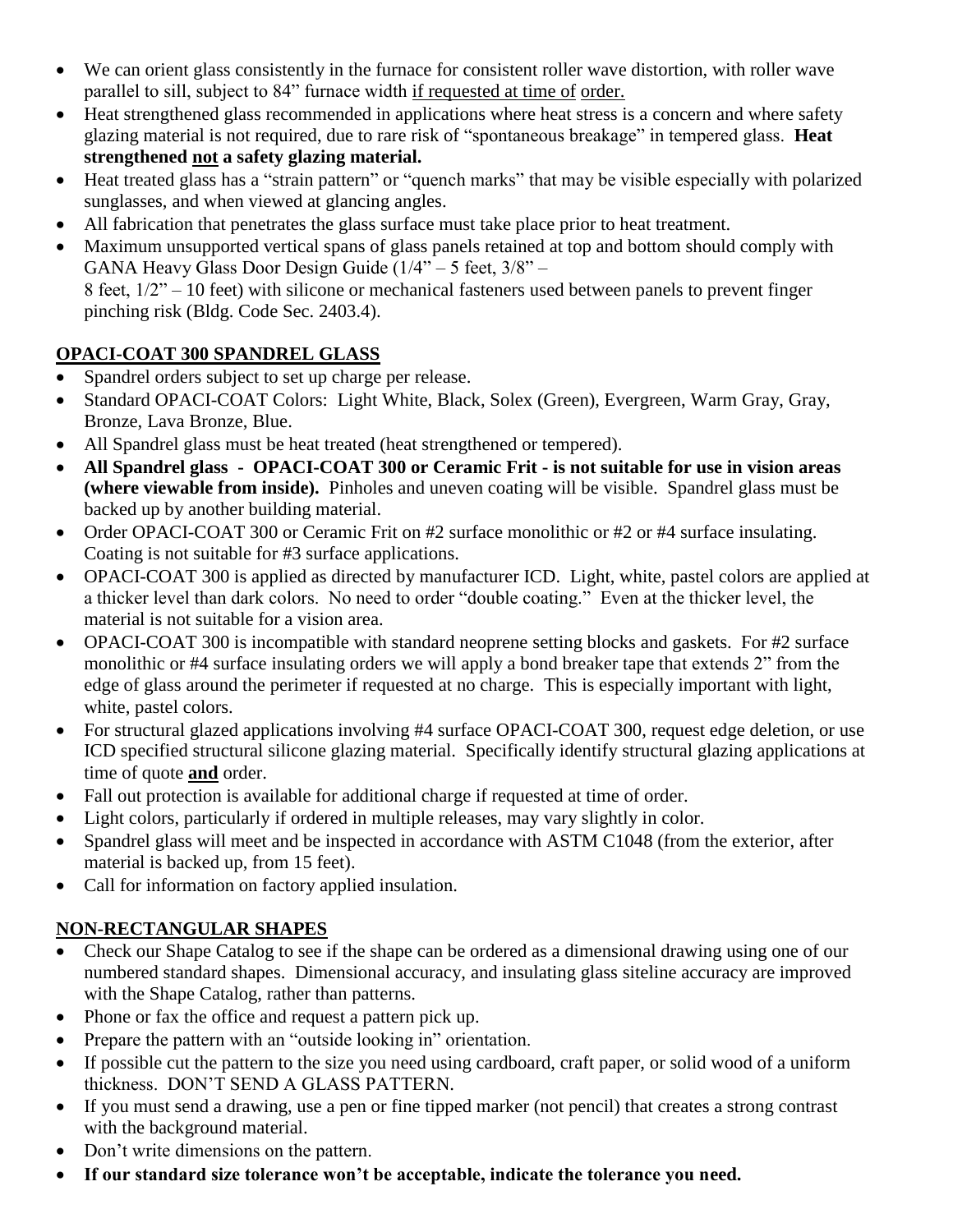- We can orient glass consistently in the furnace for consistent roller wave distortion, with roller wave parallel to sill, subject to 84" furnace width <u>if requested at time of</u> <u>order.</u>
- Heat strengthened glass recommended in applications where heat stress is a concern and where safety glazing material is not required, due to rare risk of "spontaneous breakage" in tempered glass. **Heat strengthened <u>not</u> a safety glazing material.**
- Heat treated glass has a "strain pattern" or "quench marks" that may be visible especially with polarized sunglasses, and when viewed at glancing angles.
- All fabrication that penetrates the glass surface must take place prior to heat treatment.
- Maximum unsupported vertical spans of glass panels retained at top and bottom should comply with GANA Heavy Glass Door Design Guide (1/4" – 5 feet, 3/8" – 8 feet, 1/2" – 10 feet) with silicone or mechanical fasteners used between panels to prevent finger pinching risk (Bldg. Code Sec. 2403.4).

## <u>OPACI-COAT 300 SPANDREL GLASS</u>

- Spandrel orders subject to set up charge per release.
- Standard OPACI-COAT Colors: Light White, Black, Solex (Green), Evergreen, Warm Gray, Gray, Bronze, Lava Bronze, Blue.
- All Spandrel glass must be heat treated (heat strengthened or tempered).
- **All Spandrel glass - OPACI-COAT 300 or Ceramic Frit - is not suitable for use in vision areas (where viewable from inside).** Pinholes and uneven coating will be visible. Spandrel glass must be backed up by another building material.
- Order OPACI-COAT 300 or Ceramic Frit on #2 surface monolithic or #2 or #4 surface insulating. Coating is not suitable for #3 surface applications.
- OPACI-COAT 300 is applied as directed by manufacturer ICD. Light, white, pastel colors are applied at a thicker level than dark colors. No need to order "double coating." Even at the thicker level, the material is not suitable for a vision area.
- OPACI-COAT 300 is incompatible with standard neoprene setting blocks and gaskets. For #2 surface monolithic or #4 surface insulating orders we will apply a bond breaker tape that extends 2" from the edge of glass around the perimeter if requested at no charge. This is especially important with light, white, pastel colors.
- For structural glazed applications involving #4 surface OPACI-COAT 300, request edge deletion, or use ICD specified structural silicone glazing material. Specifically identify structural glazing applications at time of quote **<u>and</u>** order.
- Fall out protection is available for additional charge if requested at time of order.
- Light colors, particularly if ordered in multiple releases, may vary slightly in color.
- Spandrel glass will meet and be inspected in accordance with ASTM C1048 (from the exterior, after material is backed up, from 15 feet).
- Call for information on factory applied insulation.

## <u>NON-RECTANGULAR SHAPES</u>

- Check our Shape Catalog to see if the shape can be ordered as a dimensional drawing using one of our numbered standard shapes. Dimensional accuracy, and insulating glass siteline accuracy are improved with the Shape Catalog, rather than patterns.
- Phone or fax the office and request a pattern pick up.
- Prepare the pattern with an "outside looking in" orientation.
- If possible cut the pattern to the size you need using cardboard, craft paper, or solid wood of a uniform thickness. DON'T SEND A GLASS PATTERN.
- If you must send a drawing, use a pen or fine tipped marker (not pencil) that creates a strong contrast with the background material.
- Don't write dimensions on the pattern.
- **If our standard size tolerance won't be acceptable, indicate the tolerance you need.**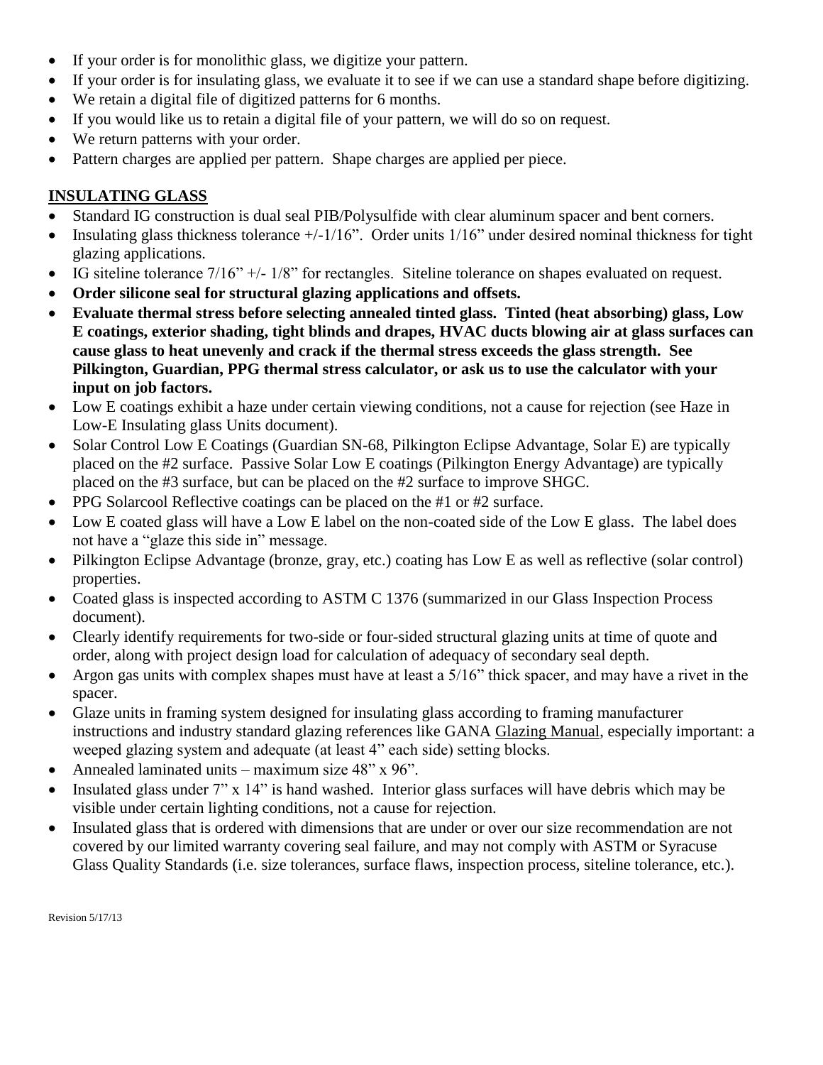- If your order is for monolithic glass, we digitize your pattern.
- If your order is for insulating glass, we evaluate it to see if we can use a standard shape before digitizing.
- We retain a digital file of digitized patterns for 6 months.
- If you would like us to retain a digital file of your pattern, we will do so on request.
- We return patterns with your order.
- Pattern charges are applied per pattern. Shape charges are applied per piece.

## INSULATING GLASS

- Standard IG construction is dual seal PIB/Polysulfide with clear aluminum spacer and bent corners.
- Insulating glass thickness tolerance +/-1/16". Order units 1/16" under desired nominal thickness for tight glazing applications.
- IG siteline tolerance 7/16" +/- 1/8" for rectangles. Siteline tolerance on shapes evaluated on request.
- **Order silicone seal for structural glazing applications and offsets.**
- **Evaluate thermal stress before selecting annealed tinted glass. Tinted (heat absorbing) glass, Low E coatings, exterior shading, tight blinds and drapes, HVAC ducts blowing air at glass surfaces can cause glass to heat unevenly and crack if the thermal stress exceeds the glass strength. See Pilkington, Guardian, PPG thermal stress calculator, or ask us to use the calculator with your input on job factors.**
- Low E coatings exhibit a haze under certain viewing conditions, not a cause for rejection (see Haze in Low-E Insulating glass Units document).
- Solar Control Low E Coatings (Guardian SN-68, Pilkington Eclipse Advantage, Solar E) are typically placed on the #2 surface. Passive Solar Low E coatings (Pilkington Energy Advantage) are typically placed on the #3 surface, but can be placed on the #2 surface to improve SHGC.
- PPG Solarcool Reflective coatings can be placed on the #1 or #2 surface.
- Low E coated glass will have a Low E label on the non-coated side of the Low E glass. The label does not have a "glaze this side in" message.
- Pilkington Eclipse Advantage (bronze, gray, etc.) coating has Low E as well as reflective (solar control) properties.
- Coated glass is inspected according to ASTM C 1376 (summarized in our Glass Inspection Process document).
- Clearly identify requirements for two-side or four-sided structural glazing units at time of quote and order, along with project design load for calculation of adequacy of secondary seal depth.
- Argon gas units with complex shapes must have at least a 5/16" thick spacer, and may have a rivet in the spacer.
- Glaze units in framing system designed for insulating glass according to framing manufacturer instructions and industry standard glazing references like GANA Glazing Manual, especially important: a weeped glazing system and adequate (at least 4" each side) setting blocks.
- Annealed laminated units – maximum size 48" x 96".
- Insulated glass under 7" x 14" is hand washed. Interior glass surfaces will have debris which may be visible under certain lighting conditions, not a cause for rejection.
- Insulated glass that is ordered with dimensions that are under or over our size recommendation are not covered by our limited warranty covering seal failure, and may not comply with ASTM or Syracuse Glass Quality Standards (i.e. size tolerances, surface flaws, inspection process, siteline tolerance, etc.).

Revision 5/17/13